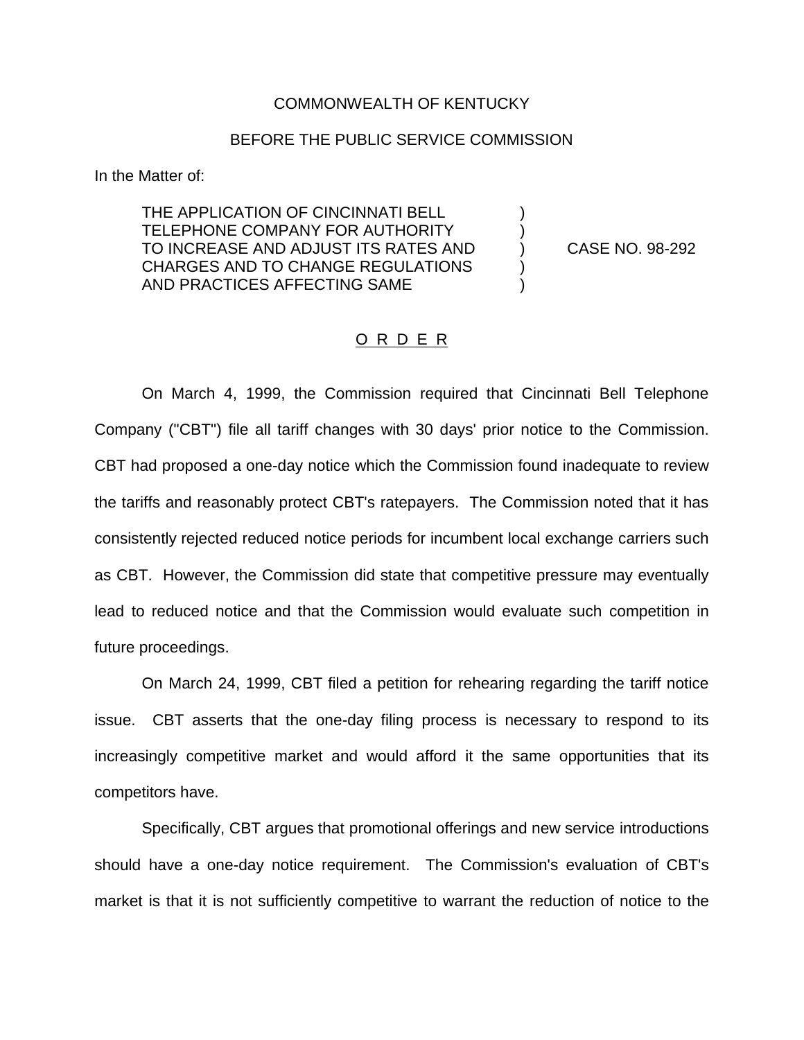COMMONWEALTH OF KENTUCKY

BEFORE THE PUBLIC SERVICE COMMISSION

In the Matter of:

THE APPLICATION OF CINCINNATI BELL TELEPHONE COMPANY FOR AUTHORITY TO INCREASE AND ADJUST ITS RATES AND CHARGES AND TO CHANGE REGULATIONS AND PRACTICES AFFECTING SAME ) CASE NO. 98-292

# O R D E R

On March 4, 1999, the Commission required that Cincinnati Bell Telephone Company ("CBT") file all tariff changes with 30 days' prior notice to the Commission. CBT had proposed a one-day notice which the Commission found inadequate to review the tariffs and reasonably protect CBT's ratepayers. The Commission noted that it has consistently rejected reduced notice periods for incumbent local exchange carriers such as CBT. However, the Commission did state that competitive pressure may eventually lead to reduced notice and that the Commission would evaluate such competition in future proceedings.

On March 24, 1999, CBT filed a petition for rehearing regarding the tariff notice issue. CBT asserts that the one-day filing process is necessary to respond to its increasingly competitive market and would afford it the same opportunities that its competitors have.

Specifically, CBT argues that promotional offerings and new service introductions should have a one-day notice requirement. The Commission's evaluation of CBT's market is that it is not sufficiently competitive to warrant the reduction of notice to the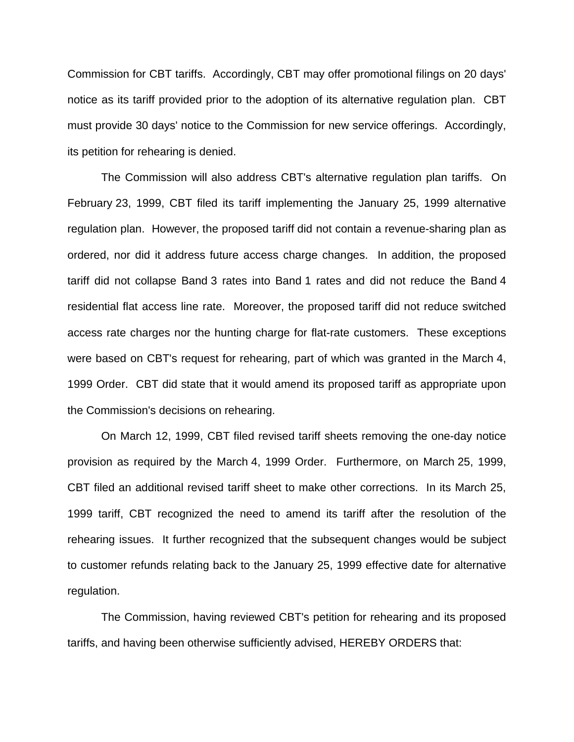Commission for CBT tariffs. Accordingly, CBT may offer promotional filings on 20 days' notice as its tariff provided prior to the adoption of its alternative regulation plan. CBT must provide 30 days' notice to the Commission for new service offerings. Accordingly, its petition for rehearing is denied.

The Commission will also address CBT's alternative regulation plan tariffs. On February 23, 1999, CBT filed its tariff implementing the January 25, 1999 alternative regulation plan. However, the proposed tariff did not contain a revenue-sharing plan as ordered, nor did it address future access charge changes. In addition, the proposed tariff did not collapse Band 3 rates into Band 1 rates and did not reduce the Band 4 residential flat access line rate. Moreover, the proposed tariff did not reduce switched access rate charges nor the hunting charge for flat-rate customers. These exceptions were based on CBT's request for rehearing, part of which was granted in the March 4, 1999 Order. CBT did state that it would amend its proposed tariff as appropriate upon the Commission's decisions on rehearing.

On March 12, 1999, CBT filed revised tariff sheets removing the one-day notice provision as required by the March 4, 1999 Order. Furthermore, on March 25, 1999, CBT filed an additional revised tariff sheet to make other corrections. In its March 25, 1999 tariff, CBT recognized the need to amend its tariff after the resolution of the rehearing issues. It further recognized that the subsequent changes would be subject to customer refunds relating back to the January 25, 1999 effective date for alternative regulation.

The Commission, having reviewed CBT's petition for rehearing and its proposed tariffs, and having been otherwise sufficiently advised, HEREBY ORDERS that: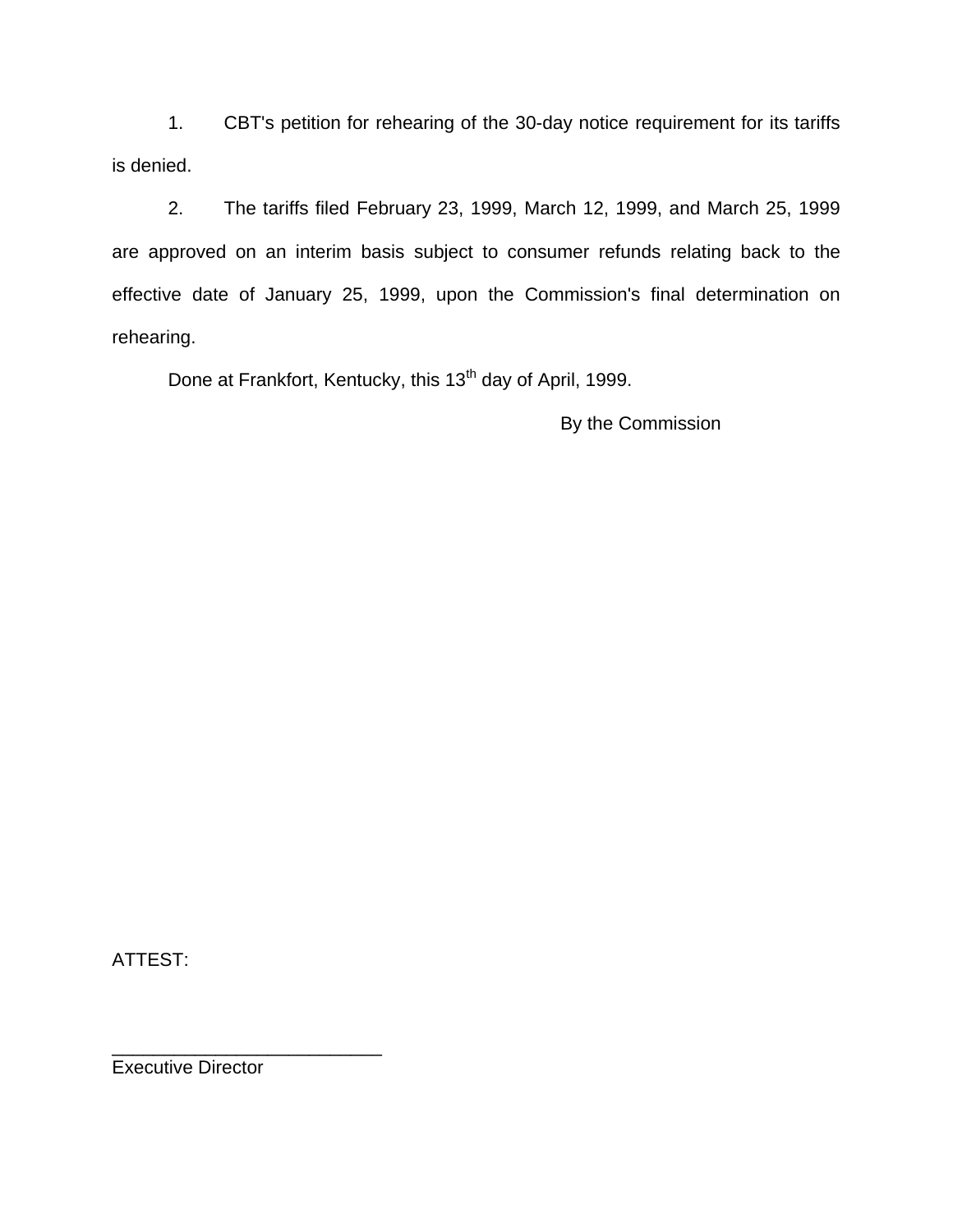1. CBT's petition for rehearing of the 30-day notice requirement for its tariffs is denied.

2. The tariffs filed February 23, 1999, March 12, 1999, and March 25, 1999 are approved on an interim basis subject to consumer refunds relating back to the effective date of January 25, 1999, upon the Commission's final determination on rehearing.

Done at Frankfort, Kentucky, this 13th day of April, 1999.

By the Commission

ATTEST:

___________________________
Executive Director